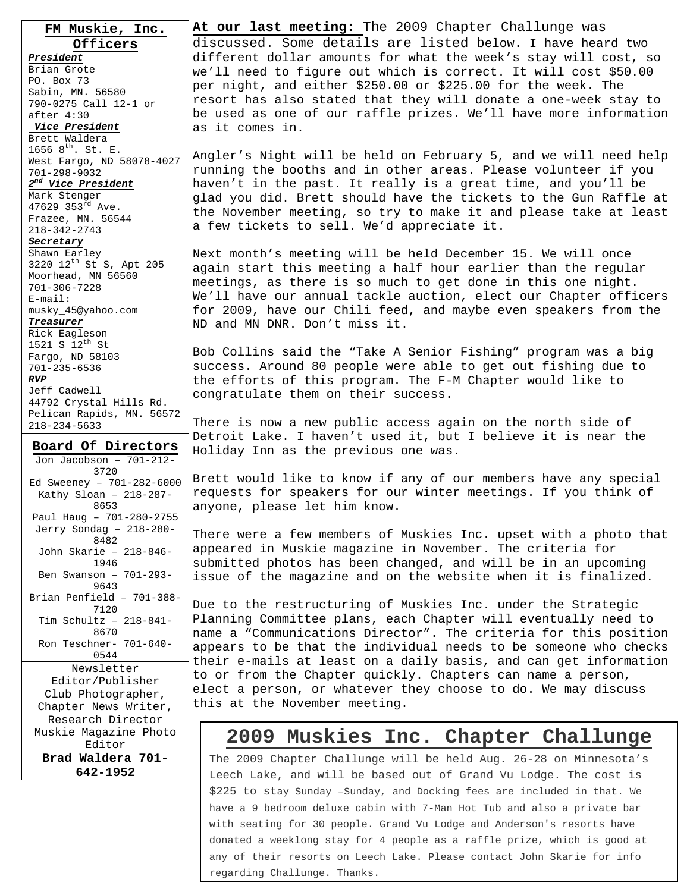## FM Muskie, Inc. Officers

***President***
Brian Grote
PO. Box 73
Sabin, MN. 56580
790-0275 Call 12-1 or after 4:30

***Vice President***
Brett Waldera
1656 8th. St. E.
West Fargo, ND 58078-4027
701-298-9032

***2nd Vice President***
Mark Stenger
47629 353rd Ave.
Frazee, MN. 56544
218-342-2743

***Secretary***
Shawn Earley
3220 12th St S, Apt 205
Moorhead, MN 56560
701-306-7228
E-mail: musky_45@yahoo.com

***Treasurer***
Rick Eagleson
1521 S 12th St
Fargo, ND 58103
701-235-6536

***RVP***
Jeff Cadwell
44792 Crystal Hills Rd.
Pelican Rapids, MN. 56572
218-234-5633

## Board Of Directors

Jon Jacobson – 701-212-3720
Ed Sweeney – 701-282-6000
Kathy Sloan – 218-287-8653
Paul Haug – 701-280-2755
Jerry Sondag – 218-280-8482
John Skarie – 218-846-1946
Ben Swanson – 701-293-9643
Brian Penfield – 701-388-7120
Tim Schultz – 218-841-8670
Ron Teschner- 701-640-0544

Newsletter Editor/Publisher
Club Photographer,
Chapter News Writer,
Research Director
Muskie Magazine Photo Editor
**Brad Waldera 701-642-1952**

**At our last meeting:** The 2009 Chapter Challunge was discussed. Some details are listed below. I have heard two different dollar amounts for what the week's stay will cost, so we'll need to figure out which is correct. It will cost $50.00 per night, and either $250.00 or $225.00 for the week. The resort has also stated that they will donate a one-week stay to be used as one of our raffle prizes. We'll have more information as it comes in.

Angler's Night will be held on February 5, and we will need help running the booths and in other areas. Please volunteer if you haven't in the past. It really is a great time, and you'll be glad you did. Brett should have the tickets to the Gun Raffle at the November meeting, so try to make it and please take at least a few tickets to sell. We'd appreciate it.

Next month's meeting will be held December 15. We will once again start this meeting a half hour earlier than the regular meetings, as there is so much to get done in this one night. We'll have our annual tackle auction, elect our Chapter officers for 2009, have our Chili feed, and maybe even speakers from the ND and MN DNR. Don't miss it.

Bob Collins said the "Take A Senior Fishing" program was a big success. Around 80 people were able to get out fishing due to the efforts of this program. The F-M Chapter would like to congratulate them on their success.

There is now a new public access again on the north side of Detroit Lake. I haven't used it, but I believe it is near the Holiday Inn as the previous one was.

Brett would like to know if any of our members have any special requests for speakers for our winter meetings. If you think of anyone, please let him know.

There were a few members of Muskies Inc. upset with a photo that appeared in Muskie magazine in November. The criteria for submitted photos has been changed, and will be in an upcoming issue of the magazine and on the website when it is finalized.

Due to the restructuring of Muskies Inc. under the Strategic Planning Committee plans, each Chapter will eventually need to name a "Communications Director". The criteria for this position appears to be that the individual needs to be someone who checks their e-mails at least on a daily basis, and can get information to or from the Chapter quickly. Chapters can name a person, elect a person, or whatever they choose to do. We may discuss this at the November meeting.

## 2009 Muskies Inc. Chapter Challunge

The 2009 Chapter Challunge will be held Aug. 26-28 on Minnesota's Leech Lake, and will be based out of Grand Vu Lodge. The cost is $225 to stay Sunday –Sunday, and Docking fees are included in that. We have a 9 bedroom deluxe cabin with 7-Man Hot Tub and also a private bar with seating for 30 people. Grand Vu Lodge and Anderson's resorts have donated a weeklong stay for 4 people as a raffle prize, which is good at any of their resorts on Leech Lake. Please contact John Skarie for info regarding Challunge. Thanks.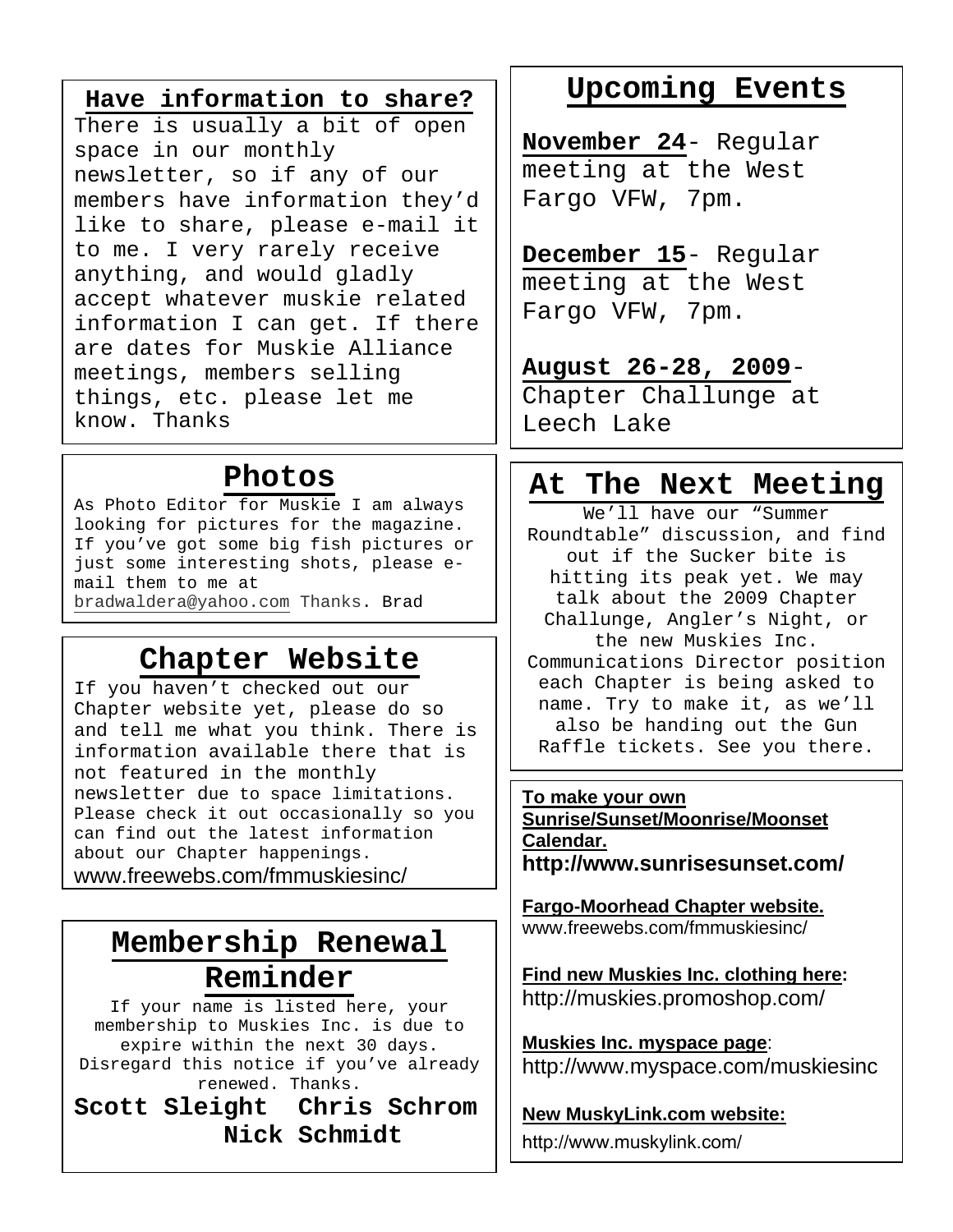## Have information to share?

There is usually a bit of open space in our monthly newsletter, so if any of our members have information they'd like to share, please e-mail it to me. I very rarely receive anything, and would gladly accept whatever muskie related information I can get. If there are dates for Muskie Alliance meetings, members selling things, etc. please let me know. Thanks

## Photos

As Photo Editor for Muskie I am always looking for pictures for the magazine. If you've got some big fish pictures or just some interesting shots, please e-mail them to me at bradwaldera@yahoo.com Thanks. Brad

## Chapter Website

If you haven't checked out our Chapter website yet, please do so and tell me what you think. There is information available there that is not featured in the monthly newsletter due to space limitations. Please check it out occasionally so you can find out the latest information about our Chapter happenings.
www.freewebs.com/fmmuskiesinc/

## Membership Renewal Reminder

If your name is listed here, your membership to Muskies Inc. is due to expire within the next 30 days. Disregard this notice if you've already renewed. Thanks.

**Scott Sleight Chris Schrom Nick Schmidt**

## Upcoming Events

**November 24**- Regular meeting at the West Fargo VFW, 7pm.

**December 15**- Regular meeting at the West Fargo VFW, 7pm.

**August 26-28, 2009**- Chapter Challunge at Leech Lake

## At The Next Meeting

We'll have our "Summer Roundtable" discussion, and find out if the Sucker bite is hitting its peak yet. We may talk about the 2009 Chapter Challunge, Angler's Night, or the new Muskies Inc. Communications Director position each Chapter is being asked to name. Try to make it, as we'll also be handing out the Gun Raffle tickets. See you there.

**To make your own Sunrise/Sunset/Moonrise/Moonset Calendar.**
**http://www.sunrisesunset.com/**

**Fargo-Moorhead Chapter website.**
www.freewebs.com/fmmuskiesinc/

**Find new Muskies Inc. clothing here:**
http://muskies.promoshop.com/

**Muskies Inc. myspace page**:
http://www.myspace.com/muskiesinc

**New MuskyLink.com website:**
http://www.muskylink.com/